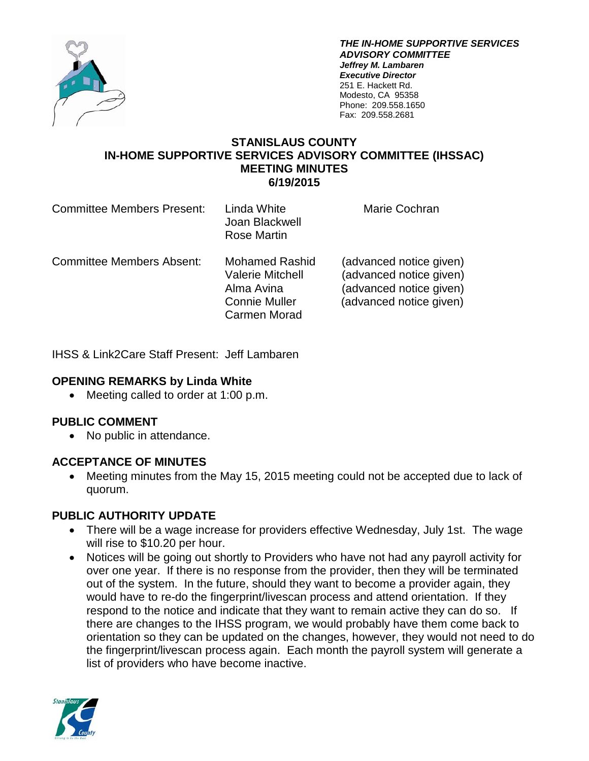***THE IN-HOME SUPPORTIVE SERVICES ADVISORY COMMITTEE***
***Jeffrey M. Lambaren***
***Executive Director***
251 E. Hackett Rd.
Modesto, CA 95358
Phone: 209.558.1650
Fax: 209.558.2681

# STANISLAUS COUNTY
# IN-HOME SUPPORTIVE SERVICES ADVISORY COMMITTEE (IHSSAC)
# MEETING MINUTES
# 6/19/2015

Committee Members Present: Linda White, Joan Blackwell, Rose Martin, Marie Cochran

Committee Members Absent:
- Mohamed Rashid (advanced notice given)
- Valerie Mitchell (advanced notice given)
- Alma Avina (advanced notice given)
- Connie Muller (advanced notice given)
- Carmen Morad

IHSS & Link2Care Staff Present: Jeff Lambaren

## OPENING REMARKS by Linda White

- Meeting called to order at 1:00 p.m.

## PUBLIC COMMENT

- No public in attendance.

## ACCEPTANCE OF MINUTES

- Meeting minutes from the May 15, 2015 meeting could not be accepted due to lack of quorum.

## PUBLIC AUTHORITY UPDATE

- There will be a wage increase for providers effective Wednesday, July 1st. The wage will rise to $10.20 per hour.
- Notices will be going out shortly to Providers who have not had any payroll activity for over one year. If there is no response from the provider, then they will be terminated out of the system. In the future, should they want to become a provider again, they would have to re-do the fingerprint/livescan process and attend orientation. If they respond to the notice and indicate that they want to remain active they can do so. If there are changes to the IHSS program, we would probably have them come back to orientation so they can be updated on the changes, however, they would not need to do the fingerprint/livescan process again. Each month the payroll system will generate a list of providers who have become inactive.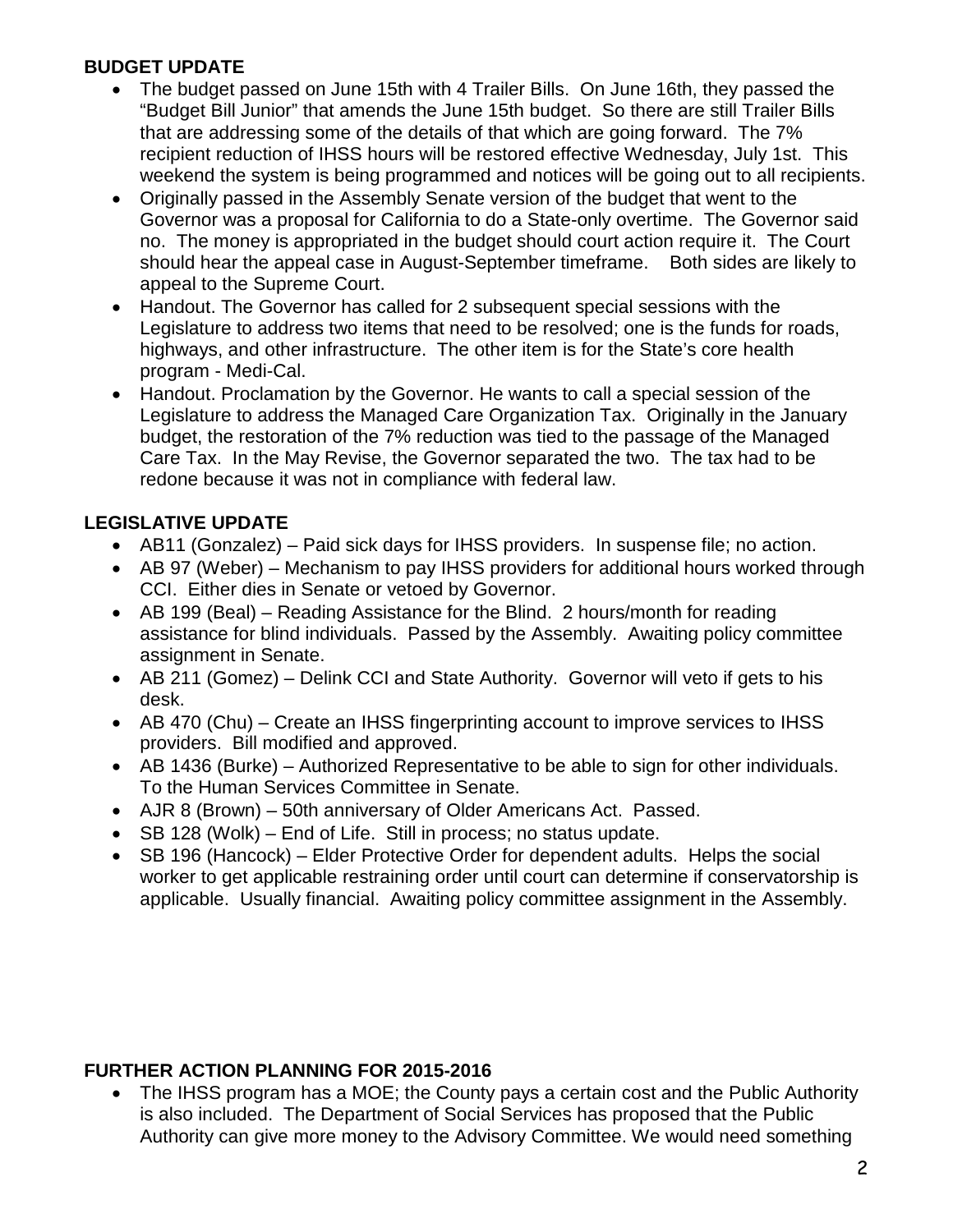**BUDGET UPDATE**

- The budget passed on June 15th with 4 Trailer Bills. On June 16th, they passed the "Budget Bill Junior" that amends the June 15th budget. So there are still Trailer Bills that are addressing some of the details of that which are going forward. The 7% recipient reduction of IHSS hours will be restored effective Wednesday, July 1st. This weekend the system is being programmed and notices will be going out to all recipients.
- Originally passed in the Assembly Senate version of the budget that went to the Governor was a proposal for California to do a State-only overtime. The Governor said no. The money is appropriated in the budget should court action require it. The Court should hear the appeal case in August-September timeframe. Both sides are likely to appeal to the Supreme Court.
- Handout. The Governor has called for 2 subsequent special sessions with the Legislature to address two items that need to be resolved; one is the funds for roads, highways, and other infrastructure. The other item is for the State's core health program - Medi-Cal.
- Handout. Proclamation by the Governor. He wants to call a special session of the Legislature to address the Managed Care Organization Tax. Originally in the January budget, the restoration of the 7% reduction was tied to the passage of the Managed Care Tax. In the May Revise, the Governor separated the two. The tax had to be redone because it was not in compliance with federal law.

**LEGISLATIVE UPDATE**

- AB11 (Gonzalez) – Paid sick days for IHSS providers. In suspense file; no action.
- AB 97 (Weber) – Mechanism to pay IHSS providers for additional hours worked through CCI. Either dies in Senate or vetoed by Governor.
- AB 199 (Beal) – Reading Assistance for the Blind. 2 hours/month for reading assistance for blind individuals. Passed by the Assembly. Awaiting policy committee assignment in Senate.
- AB 211 (Gomez) – Delink CCI and State Authority. Governor will veto if gets to his desk.
- AB 470 (Chu) – Create an IHSS fingerprinting account to improve services to IHSS providers. Bill modified and approved.
- AB 1436 (Burke) – Authorized Representative to be able to sign for other individuals. To the Human Services Committee in Senate.
- AJR 8 (Brown) – 50th anniversary of Older Americans Act. Passed.
- SB 128 (Wolk) – End of Life. Still in process; no status update.
- SB 196 (Hancock) – Elder Protective Order for dependent adults. Helps the social worker to get applicable restraining order until court can determine if conservatorship is applicable. Usually financial. Awaiting policy committee assignment in the Assembly.

**FURTHER ACTION PLANNING FOR 2015-2016**

- The IHSS program has a MOE; the County pays a certain cost and the Public Authority is also included. The Department of Social Services has proposed that the Public Authority can give more money to the Advisory Committee. We would need something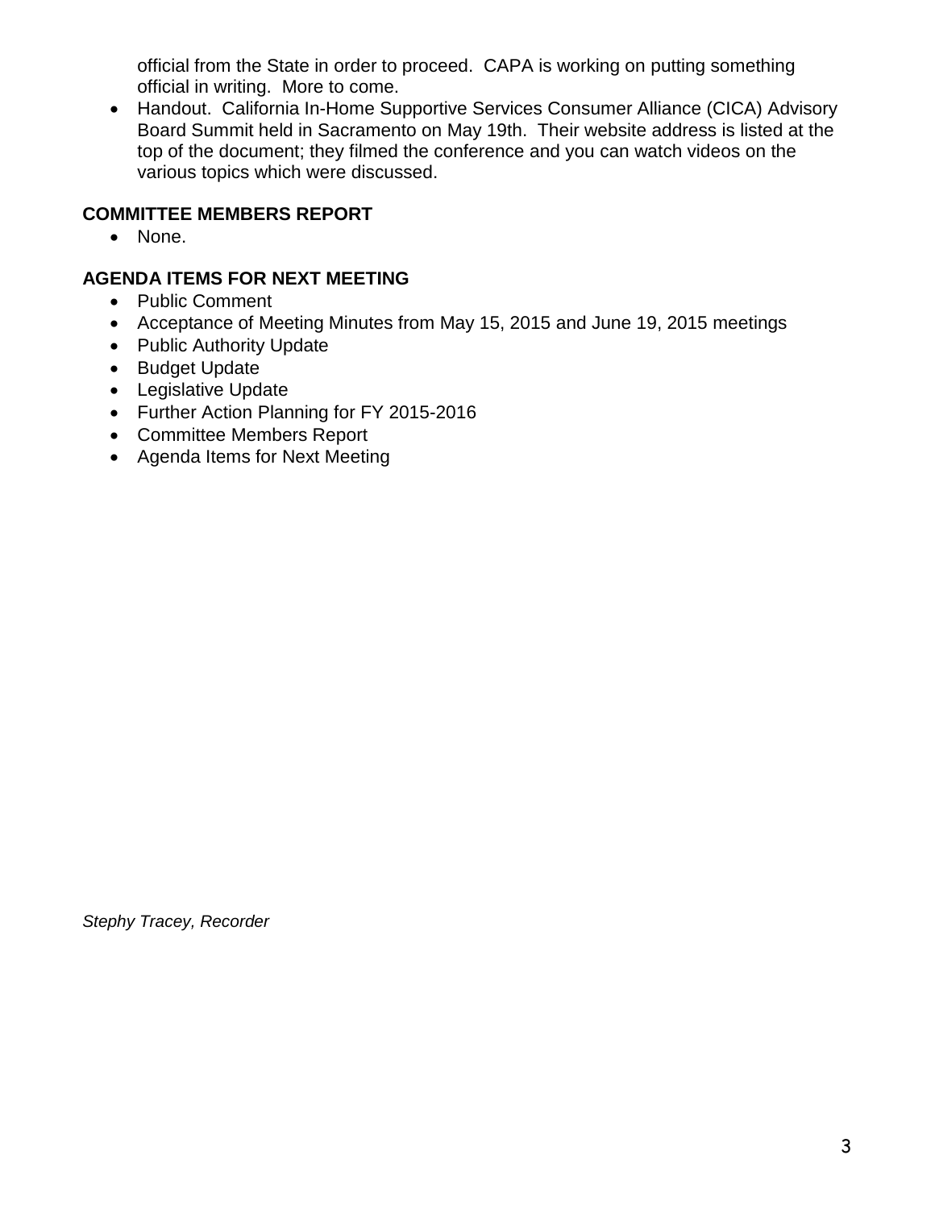official from the State in order to proceed.  CAPA is working on putting something official in writing.  More to come.

- Handout.  California In-Home Supportive Services Consumer Alliance (CICA) Advisory Board Summit held in Sacramento on May 19th.  Their website address is listed at the top of the document; they filmed the conference and you can watch videos on the various topics which were discussed.

**COMMITTEE MEMBERS REPORT**

- None.

**AGENDA ITEMS FOR NEXT MEETING**

- Public Comment
- Acceptance of Meeting Minutes from May 15, 2015 and June 19, 2015 meetings
- Public Authority Update
- Budget Update
- Legislative Update
- Further Action Planning for FY 2015-2016
- Committee Members Report
- Agenda Items for Next Meeting

*Stephy Tracey, Recorder*